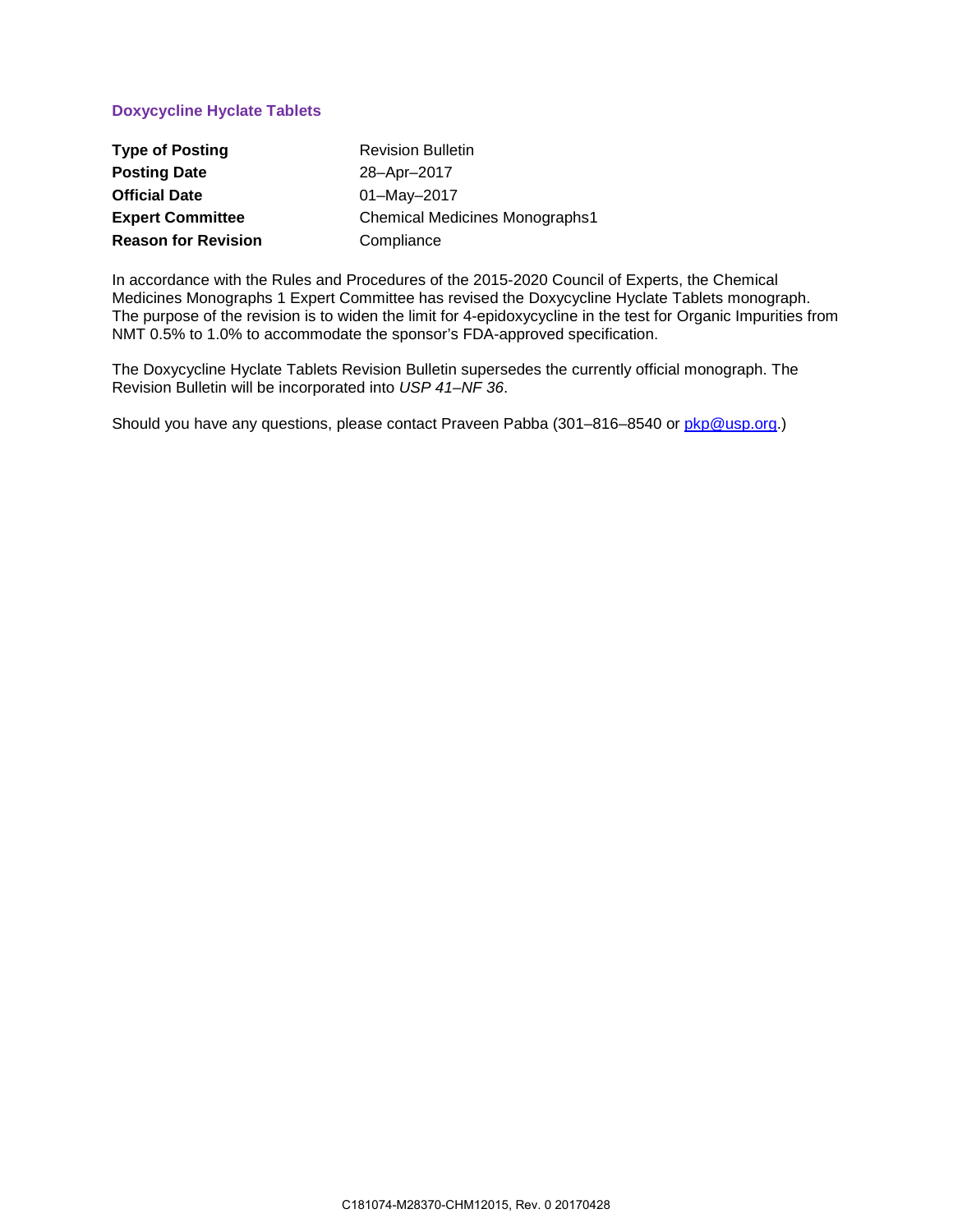# Doxycycline Hyclate Tablets

| | |
|---|---|
| **Type of Posting** | Revision Bulletin |
| **Posting Date** | 28–Apr–2017 |
| **Official Date** | 01–May–2017 |
| **Expert Committee** | Chemical Medicines Monographs1 |
| **Reason for Revision** | Compliance |

In accordance with the Rules and Procedures of the 2015-2020 Council of Experts, the Chemical Medicines Monographs 1 Expert Committee has revised the Doxycycline Hyclate Tablets monograph. The purpose of the revision is to widen the limit for 4-epidoxycycline in the test for Organic Impurities from NMT 0.5% to 1.0% to accommodate the sponsor's FDA-approved specification.

The Doxycycline Hyclate Tablets Revision Bulletin supersedes the currently official monograph. The Revision Bulletin will be incorporated into *USP 41–NF 36*.

Should you have any questions, please contact Praveen Pabba (301–816–8540 or pkp@usp.org.)

C181074-M28370-CHM12015, Rev. 0 20170428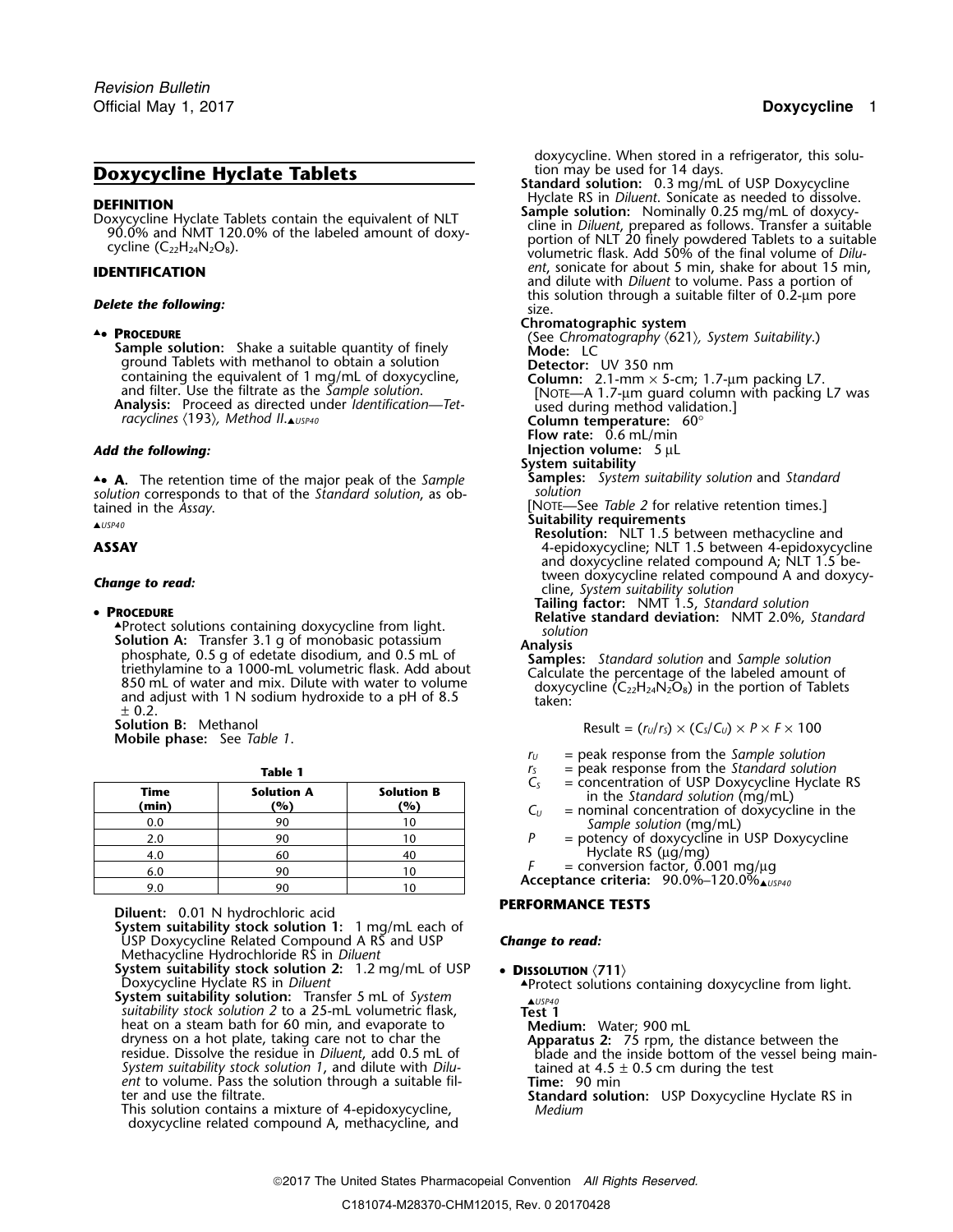# Doxycycline Hyclate Tablets

## DEFINITION

Doxycycline Hyclate Tablets contain the equivalent of NLT 90.0% and NMT 120.0% of the labeled amount of doxycycline ($C_{22}H_{24}N_2O_8$).

## IDENTIFICATION

***Delete the following:***

▲• **PROCEDURE**

**Sample solution:** Shake a suitable quantity of finely ground Tablets with methanol to obtain a solution containing the equivalent of 1 mg/mL of doxycycline, and filter. Use the filtrate as the *Sample solution*.

**Analysis:** Proceed as directed under *Identification—Tetracyclines* ⟨193⟩, *Method II*.▲USP40

***Add the following:***

▲• **A.** The retention time of the major peak of the *Sample solution* corresponds to that of the *Standard solution*, as obtained in the *Assay*.

▲USP40

## ASSAY

***Change to read:***

• **PROCEDURE**

▲Protect solutions containing doxycycline from light.

**Solution A:** Transfer 3.1 g of monobasic potassium phosphate, 0.5 g of edetate disodium, and 0.5 mL of triethylamine to a 1000-mL volumetric flask. Add about 850 mL of water and mix. Dilute with water to volume and adjust with 1 N sodium hydroxide to a pH of 8.5 ± 0.2.

**Solution B:** Methanol

**Mobile phase:** See *Table 1*.

**Table 1**

| Time (min) | Solution A (%) | Solution B (%) |
|---|---|---|
| 0.0 | 90 | 10 |
| 2.0 | 90 | 10 |
| 4.0 | 60 | 40 |
| 6.0 | 90 | 10 |
| 9.0 | 90 | 10 |

**Diluent:** 0.01 N hydrochloric acid

**System suitability stock solution 1:** 1 mg/mL each of USP Doxycycline Related Compound A RS and USP Methacycline Hydrochloride RS in *Diluent*

**System suitability stock solution 2:** 1.2 mg/mL of USP Doxycycline Hyclate RS in *Diluent*

**System suitability solution:** Transfer 5 mL of *System suitability stock solution 2* to a 25-mL volumetric flask, heat on a steam bath for 60 min, and evaporate to dryness on a hot plate, taking care not to char the residue. Dissolve the residue in *Diluent*, add 0.5 mL of *System suitability stock solution 1*, and dilute with *Diluent* to volume. Pass the solution through a suitable filter and use the filtrate.

This solution contains a mixture of 4-epidoxycycline, doxycycline related compound A, methacycline, and doxycycline. When stored in a refrigerator, this solution may be used for 14 days.

**Standard solution:** 0.3 mg/mL of USP Doxycycline Hyclate RS in *Diluent*. Sonicate as needed to dissolve.

**Sample solution:** Nominally 0.25 mg/mL of doxycycline in *Diluent*, prepared as follows. Transfer a suitable portion of NLT 20 finely powdered Tablets to a suitable volumetric flask. Add 50% of the final volume of *Diluent*, sonicate for about 5 min, shake for about 15 min, and dilute with *Diluent* to volume. Pass a portion of this solution through a suitable filter of 0.2-µm pore size.

**Chromatographic system**

(See *Chromatography* ⟨621⟩, *System Suitability*.)

**Mode:** LC

**Detector:** UV 350 nm

**Column:** 2.1-mm × 5-cm; 1.7-µm packing L7.

[NOTE—A 1.7-µm guard column with packing L7 was used during method validation.]

**Column temperature:** 60°

**Flow rate:** 0.6 mL/min

**Injection volume:** 5 µL

**System suitability**

**Samples:** *System suitability solution* and *Standard solution*

[NOTE—See *Table 2* for relative retention times.]

**Suitability requirements**

**Resolution:** NLT 1.5 between methacycline and 4-epidoxycycline; NLT 1.5 between 4-epidoxycycline and doxycycline related compound A; NLT 1.5 between doxycycline related compound A and doxycycline, *System suitability solution*

**Tailing factor:** NMT 1.5, *Standard solution*

**Relative standard deviation:** NMT 2.0%, *Standard solution*

**Analysis**

**Samples:** *Standard solution* and *Sample solution*

Calculate the percentage of the labeled amount of doxycycline ($C_{22}H_{24}N_2O_8$) in the portion of Tablets taken:

$$\text{Result} = (r_U/r_S) \times (C_S/C_U) \times P \times F \times 100$$

- $r_U$ = peak response from the *Sample solution*
- $r_S$ = peak response from the *Standard solution*
- $C_S$ = concentration of USP Doxycycline Hyclate RS in the *Standard solution* (mg/mL)
- $C_U$ = nominal concentration of doxycycline in the *Sample solution* (mg/mL)
- $P$ = potency of doxycycline in USP Doxycycline Hyclate RS (µg/mg)
- $F$ = conversion factor, 0.001 mg/µg

**Acceptance criteria:** 90.0%–120.0%▲USP40

## PERFORMANCE TESTS

***Change to read:***

• **DISSOLUTION** ⟨711⟩

▲Protect solutions containing doxycycline from light.

▲USP40

**Test 1**

**Medium:** Water; 900 mL

**Apparatus 2:** 75 rpm, the distance between the blade and the inside bottom of the vessel being maintained at 4.5 ± 0.5 cm during the test

**Time:** 90 min

**Standard solution:** USP Doxycycline Hyclate RS in *Medium*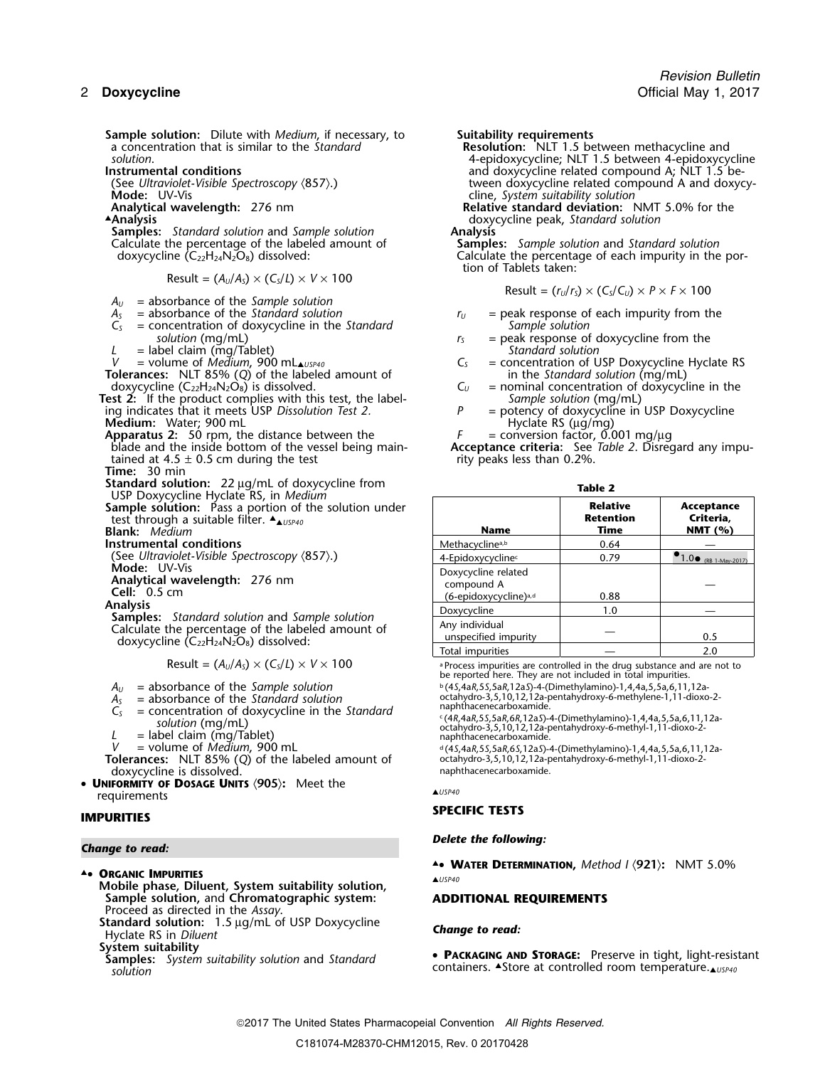**Sample solution:** Dilute with *Medium*, if necessary, to a concentration that is similar to the *Standard solution*.

**Instrumental conditions**

(See *Ultraviolet-Visible Spectroscopy* ⟨857⟩.)

**Mode:** UV-Vis

**Analytical wavelength:** 276 nm

▲**Analysis**

**Samples:** *Standard solution* and *Sample solution*

Calculate the percentage of the labeled amount of doxycycline ($C_{22}H_{24}N_2O_8$) dissolved:

$$\text{Result} = (A_U/A_S) \times (C_S/L) \times V \times 100$$

$A_U$ = absorbance of the *Sample solution*

$A_S$ = absorbance of the *Standard solution*

$C_S$ = concentration of doxycycline in the *Standard solution* (mg/mL)

$L$ = label claim (mg/Tablet)

$V$ = volume of *Medium*, 900 mL▲USP40

**Tolerances:** NLT 85% (*Q*) of the labeled amount of doxycycline ($C_{22}H_{24}N_2O_8$) is dissolved.

**Test 2:** If the product complies with this test, the labeling indicates that it meets USP *Dissolution Test 2*.

**Medium:** Water; 900 mL

**Apparatus 2:** 50 rpm, the distance between the blade and the inside bottom of the vessel being maintained at 4.5 ± 0.5 cm during the test

**Time:** 30 min

**Standard solution:** 22 µg/mL of doxycycline from USP Doxycycline Hyclate RS, in *Medium*

**Sample solution:** Pass a portion of the solution under test through a suitable filter. ▲▲USP40

**Blank:** *Medium*

**Instrumental conditions**

(See *Ultraviolet-Visible Spectroscopy* ⟨857⟩.)

**Mode:** UV-Vis

**Analytical wavelength:** 276 nm

**Cell:** 0.5 cm

**Analysis**

**Samples:** *Standard solution* and *Sample solution*

Calculate the percentage of the labeled amount of doxycycline ($C_{22}H_{24}N_2O_8$) dissolved:

$$\text{Result} = (A_U/A_S) \times (C_S/L) \times V \times 100$$

$A_U$ = absorbance of the *Sample solution*

$A_S$ = absorbance of the *Standard solution*

$C_S$ = concentration of doxycycline in the *Standard solution* (mg/mL)

$L$ = label claim (mg/Tablet)

$V$ = volume of *Medium*, 900 mL

**Tolerances:** NLT 85% (*Q*) of the labeled amount of doxycycline is dissolved.

- **UNIFORMITY OF DOSAGE UNITS** ⟨905⟩: Meet the requirements

## IMPURITIES

*Change to read:*

▲• **ORGANIC IMPURITIES**

**Mobile phase, Diluent, System suitability solution, Sample solution,** and **Chromatographic system:** Proceed as directed in the *Assay*.

**Standard solution:** 1.5 µg/mL of USP Doxycycline Hyclate RS in *Diluent*

**System suitability**

**Samples:** *System suitability solution* and *Standard solution*

**Suitability requirements**

**Resolution:** NLT 1.5 between methacycline and 4-epidoxycycline; NLT 1.5 between 4-epidoxycycline and doxycycline related compound A; NLT 1.5 between doxycycline related compound A and doxycycline, *System suitability solution*

**Relative standard deviation:** NMT 5.0% for the doxycycline peak, *Standard solution*

**Analysis**

**Samples:** *Sample solution* and *Standard solution*

Calculate the percentage of each impurity in the portion of Tablets taken:

$$\text{Result} = (r_U/r_S) \times (C_S/C_U) \times P \times F \times 100$$

$r_U$ = peak response of each impurity from the *Sample solution*

$r_S$ = peak response of doxycycline from the *Standard solution*

$C_S$ = concentration of USP Doxycycline Hyclate RS in the *Standard solution* (mg/mL)

$C_U$ = nominal concentration of doxycycline in the *Sample solution* (mg/mL)

$P$ = potency of doxycycline in USP Doxycycline Hyclate RS (µg/mg)

$F$ = conversion factor, 0.001 mg/µg

**Acceptance criteria:** See *Table 2*. Disregard any impurity peaks less than 0.2%.

**Table 2**

| Name | Relative Retention Time | Acceptance Criteria, NMT (%) |
|---|---|---|
| Methacycline[a,b] | 0.64 | — |
| 4-Epidoxycycline[c] | 0.79 | •1.0• (RB 1-May-2017) |
| Doxycycline related compound A (6-epidoxycycline)[a,d] | 0.88 | — |
| Doxycycline | 1.0 | — |
| Any individual unspecified impurity | — | 0.5 |
| Total impurities | — | 2.0 |

[a] Process impurities are controlled in the drug substance and are not to be reported here. They are not included in total impurities.

[b] (4*S*,4a*R*,5*S*,5a*R*,12a*S*)-4-(Dimethylamino)-1,4,4a,5,5a,6,11,12a-octahydro-3,5,10,12,12a-pentahydroxy-6-methylene-1,11-dioxo-2-naphthacenecarboxamide.

[c] (4*R*,4a*R*,5*S*,5a*R*,6*R*,12a*S*)-4-(Dimethylamino)-1,4,4a,5,5a,6,11,12a-octahydro-3,5,10,12,12a-pentahydroxy-6-methyl-1,11-dioxo-2-naphthacenecarboxamide.

[d] (4*S*,4a*R*,5*S*,5a*R*,6*S*,12a*S*)-4-(Dimethylamino)-1,4,4a,5,5a,6,11,12a-octahydro-3,5,10,12,12a-pentahydroxy-6-methyl-1,11-dioxo-2-naphthacenecarboxamide.

▲USP40

## SPECIFIC TESTS

*Delete the following:*

▲• **WATER DETERMINATION,** *Method I* ⟨921⟩: NMT 5.0% ▲USP40

## ADDITIONAL REQUIREMENTS

*Change to read:*

- **PACKAGING AND STORAGE:** Preserve in tight, light-resistant containers. ▲Store at controlled room temperature.▲USP40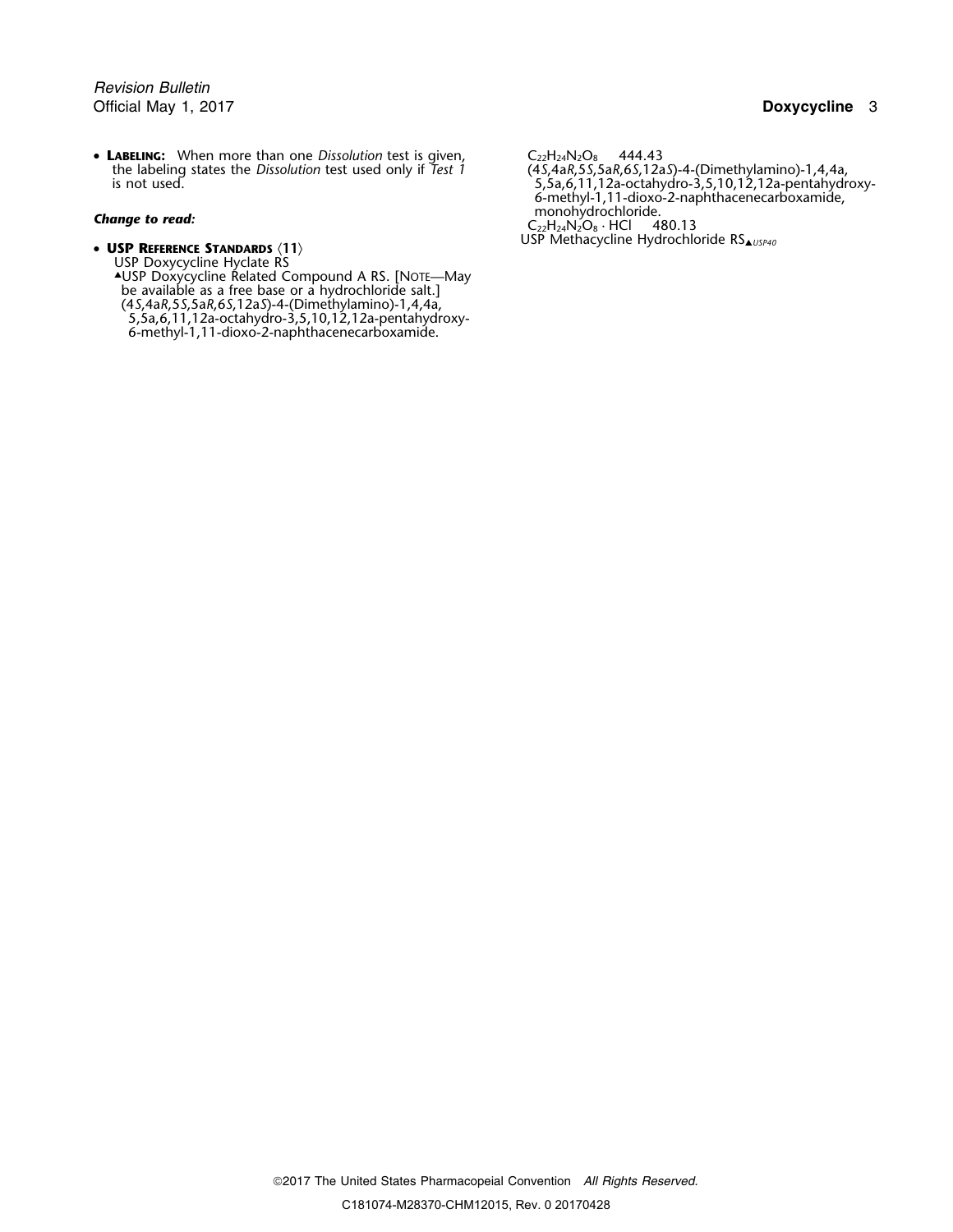- **LABELING:** When more than one *Dissolution* test is given, the labeling states the *Dissolution* test used only if *Test 1* is not used.

***Change to read:***

- **USP REFERENCE STANDARDS ⟨11⟩**
  USP Doxycycline Hyclate RS
  ▲USP Doxycycline Related Compound A RS. [NOTE—May be available as a free base or a hydrochloride salt.]
  (4*S*,4a*R*,5*S*,5a*R*,6*S*,12a*S*)-4-(Dimethylamino)-1,4,4a,5,5a,6,11,12a-octahydro-3,5,10,12,12a-pentahydroxy-6-methyl-1,11-dioxo-2-naphthacenecarboxamide.
  $C_{22}H_{24}N_2O_8$ 444.43
  (4*S*,4a*R*,5*S*,5a*R*,6*S*,12a*S*)-4-(Dimethylamino)-1,4,4a,5,5a,6,11,12a-octahydro-3,5,10,12,12a-pentahydroxy-6-methyl-1,11-dioxo-2-naphthacenecarboxamide, monohydrochloride.
  $C_{22}H_{24}N_2O_8 \cdot HCl$ 480.13
  USP Methacycline Hydrochloride RS▲USP40